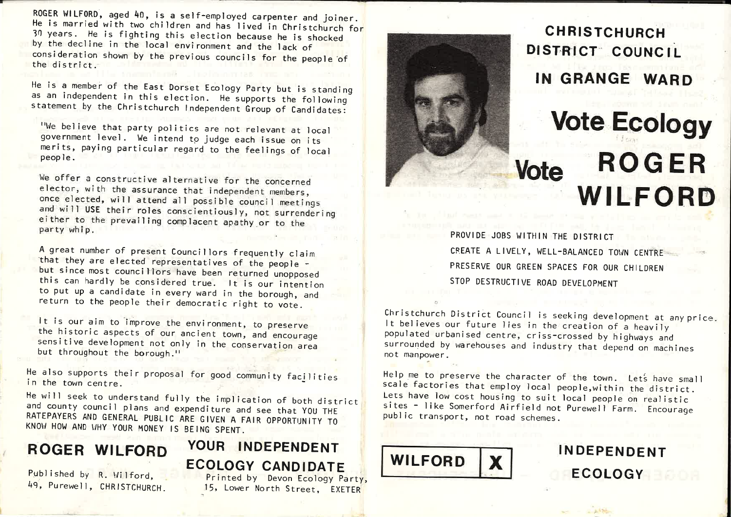ROGER WILFORD, aged 40, is a self-employed carpenter and joiner. He is married with two children and has lived in Christchurch for 30 years. He is fighting this election because he is shocked by the decline in the local environment and the lack of consideration shown by the previous councils for the people of the district.

He is a member of the East Dorset Ecology Party but is standing as an independent in this election. He supports the following statement by the Christchurch Independent Group of Candidates:

"We believe that party politics are not relevant at local government level. We intend to judge each issue on its merits, paying particular regard to the feelings of local people.

We offer a constructive alternative for the concerned elector, with the assurance that independent members, once elected, will attend all possible council meetings and will USE their roles conscientiously, not surrendering either to the prevailing complacent apathy or to the party whip.

A great number of present Councillors frequently claim that they are elected representatives of the people - but since most councillors have been returned unopposed this can hardly be considered true. It is our intention to put up a candidate in every ward in the borough, and return to the people their democratic right to vote.

It is our aim to improve the environment, to preserve the historic aspects of our ancient town, and encourage sensitive development not only in the conservation area but throughout the borough."

He also supports their proposal for good community facilities in the town centre.

He will seek to understand fully the implication of both district and county council plans and expenditure and see that YOU THE RATEPAYERS AND GENERAL PUBLIC ARE GIVEN A FAIR OPPORTUNITY TO KNOW HOW AND WHY YOUR MONEY IS BEING SPENT.

## ROGER WILFORD — YOUR INDEPENDENT ECOLOGY CANDIDATE

Published by R. Wilford, 49, Purewell, CHRISTCHURCH.

Printed by Devon Ecology Party, 15, Lower North Street, EXETER

# CHRISTCHURCH DISTRICT COUNCIL IN GRANGE WARD

# Vote Ecology

# Vote ROGER WILFORD

- PROVIDE JOBS WITHIN THE DISTRICT
- CREATE A LIVELY, WELL-BALANCED TOWN CENTRE
- PRESERVE OUR GREEN SPACES FOR OUR CHILDREN
- STOP DESTRUCTIVE ROAD DEVELOPMENT

Christchurch District Council is seeking development at any price. It believes our future lies in the creation of a heavily populated urbanised centre, criss-crossed by highways and surrounded by warehouses and industry that depend on machines not manpower.

Help me to preserve the character of the town. Lets have small scale factories that employ local people, within the district. Lets have low cost housing to suit local people on realistic sites - like Somerford Airfield not Purewell Farm. Encourage public transport, not road schemes.

| WILFORD | X |
|---|---|

## INDEPENDENT ECOLOGY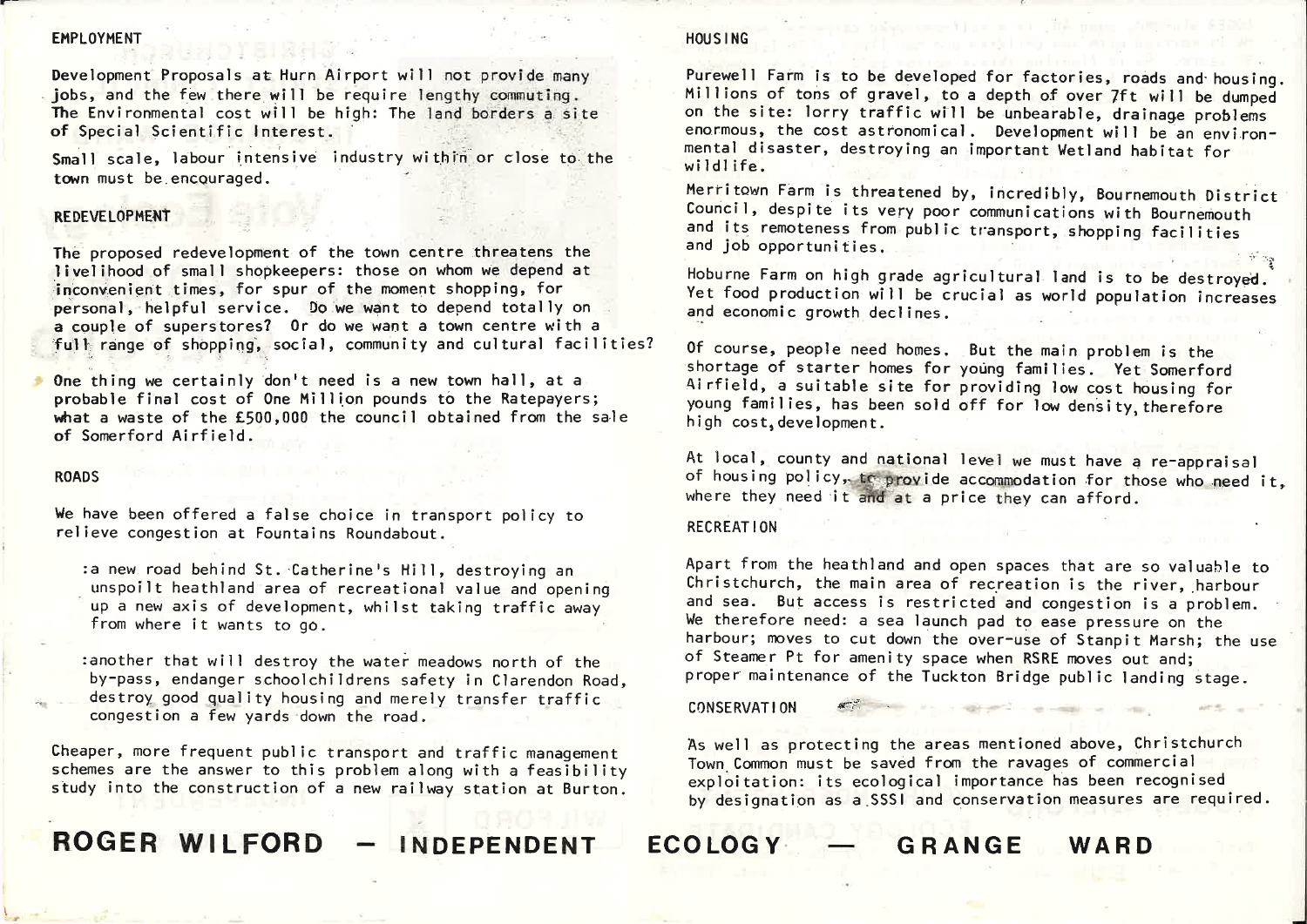## EMPLOYMENT

Development Proposals at Hurn Airport will not provide many jobs, and the few there will be require lengthy commuting. The Environmental cost will be high: The land borders a site of Special Scientific Interest.

Small scale, labour intensive industry within or close to the town must be encouraged.

## REDEVELOPMENT

The proposed redevelopment of the town centre threatens the livelihood of small shopkeepers: those on whom we depend at inconvenient times, for spur of the moment shopping, for personal, helpful service. Do we want to depend totally on a couple of superstores? Or do we want a town centre with a full range of shopping, social, community and cultural facilities?

One thing we certainly don't need is a new town hall, at a probable final cost of One Million pounds to the Ratepayers; what a waste of the £500,000 the council obtained from the sale of Somerford Airfield.

## ROADS

We have been offered a false choice in transport policy to relieve congestion at Fountains Roundabout.

:a new road behind St. Catherine's Hill, destroying an unspoilt heathland area of recreational value and opening up a new axis of development, whilst taking traffic away from where it wants to go.

:another that will destroy the water meadows north of the by-pass, endanger schoolchildrens safety in Clarendon Road, destroy good quality housing and merely transfer traffic congestion a few yards down the road.

Cheaper, more frequent public transport and traffic management schemes are the answer to this problem along with a feasibility study into the construction of a new railway station at Burton.

## HOUSING

Purewell Farm is to be developed for factories, roads and housing. Millions of tons of gravel, to a depth of over 7ft will be dumped on the site: lorry traffic will be unbearable, drainage problems enormous, the cost astronomical. Development will be an environmental disaster, destroying an important Wetland habitat for wildlife.

Merritown Farm is threatened by, incredibly, Bournemouth District Council, despite its very poor communications with Bournemouth and its remoteness from public transport, shopping facilities and job opportunities.

Hoburne Farm on high grade agricultural land is to be destroyed. Yet food production will be crucial as world population increases and economic growth declines.

Of course, people need homes. But the main problem is the shortage of starter homes for young families. Yet Somerford Airfield, a suitable site for providing low cost housing for young families, has been sold off for low density, therefore high cost, development.

At local, county and national level we must have a re-appraisal of housing policy, to provide accommodation for those who need it, where they need it and at a price they can afford.

## RECREATION

Apart from the heathland and open spaces that are so valuable to Christchurch, the main area of recreation is the river, harbour and sea. But access is restricted and congestion is a problem. We therefore need: a sea launch pad to ease pressure on the harbour; moves to cut down the over-use of Stanpit Marsh; the use of Steamer Pt for amenity space when RSRE moves out and; proper maintenance of the Tuckton Bridge public landing stage.

## CONSERVATION

As well as protecting the areas mentioned above, Christchurch Town Common must be saved from the ravages of commercial exploitation: its ecological importance has been recognised by designation as a SSSI and conservation measures are required.

**ROGER WILFORD — INDEPENDENT ECOLOGY — GRANGE WARD**